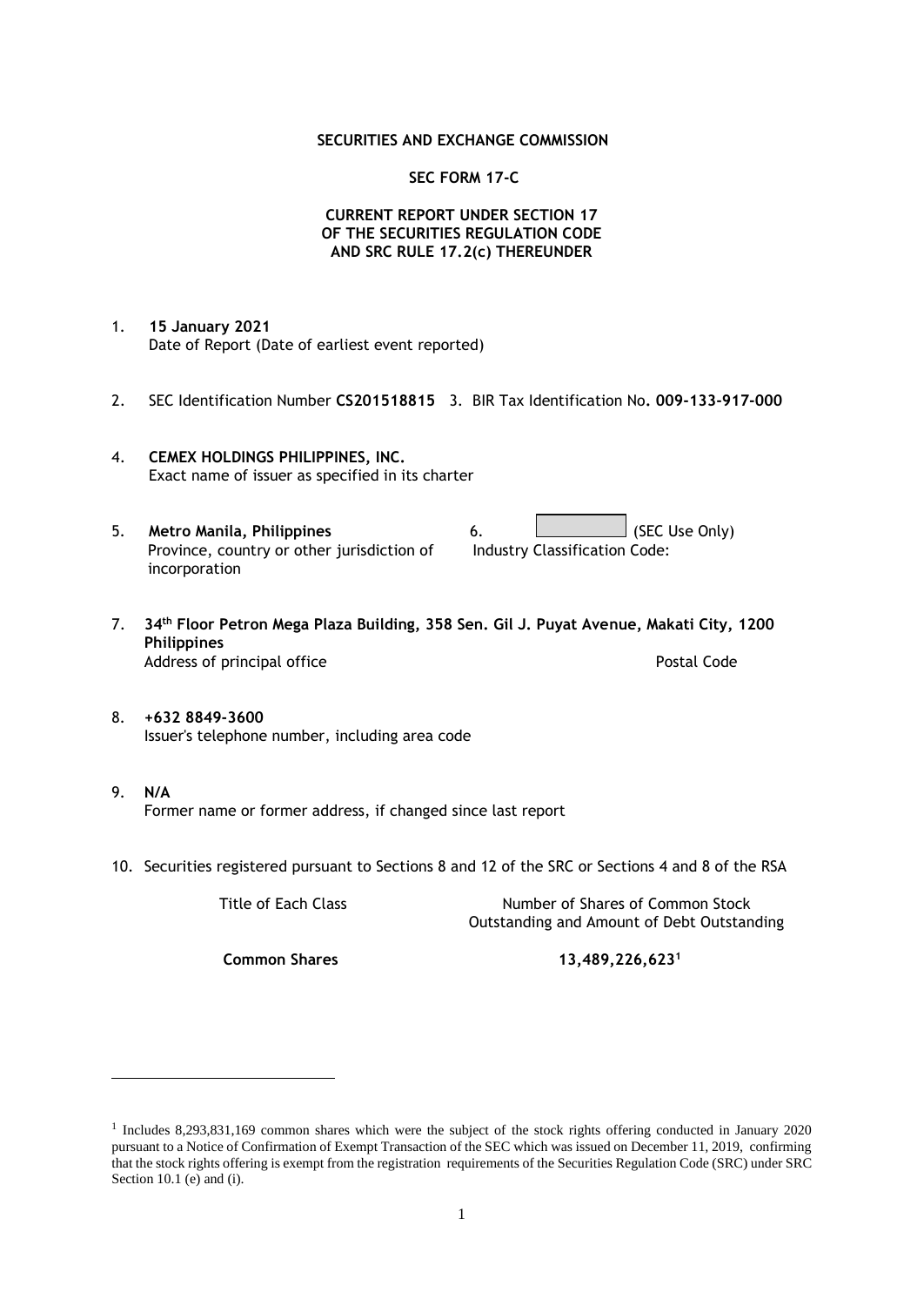**SECURITIES AND EXCHANGE COMMISSION**

**SEC FORM 17-C**

**CURRENT REPORT UNDER SECTION 17 OF THE SECURITIES REGULATION CODE AND SRC RULE 17.2(c) THEREUNDER**

1. **15 January 2021**
   Date of Report (Date of earliest event reported)

2. SEC Identification Number **CS201518815** 3. BIR Tax Identification No**. 009-133-917-000**

4. **CEMEX HOLDINGS PHILIPPINES, INC.**
   Exact name of issuer as specified in its charter

5. **Metro Manila, Philippines**
   Province, country or other jurisdiction of incorporation

6. (SEC Use Only)
   Industry Classification Code:

7. **34th Floor Petron Mega Plaza Building, 358 Sen. Gil J. Puyat Avenue, Makati City, 1200 Philippines**
   Address of principal office Postal Code

8. **+632 8849-3600**
   Issuer's telephone number, including area code

9. **N/A**
   Former name or former address, if changed since last report

10. Securities registered pursuant to Sections 8 and 12 of the SRC or Sections 4 and 8 of the RSA

| Title of Each Class | Number of Shares of Common Stock Outstanding and Amount of Debt Outstanding |
|---|---|
| **Common Shares** | **13,489,226,623**[1] |

[1] Includes 8,293,831,169 common shares which were the subject of the stock rights offering conducted in January 2020 pursuant to a Notice of Confirmation of Exempt Transaction of the SEC which was issued on December 11, 2019, confirming that the stock rights offering is exempt from the registration requirements of the Securities Regulation Code (SRC) under SRC Section 10.1 (e) and (i).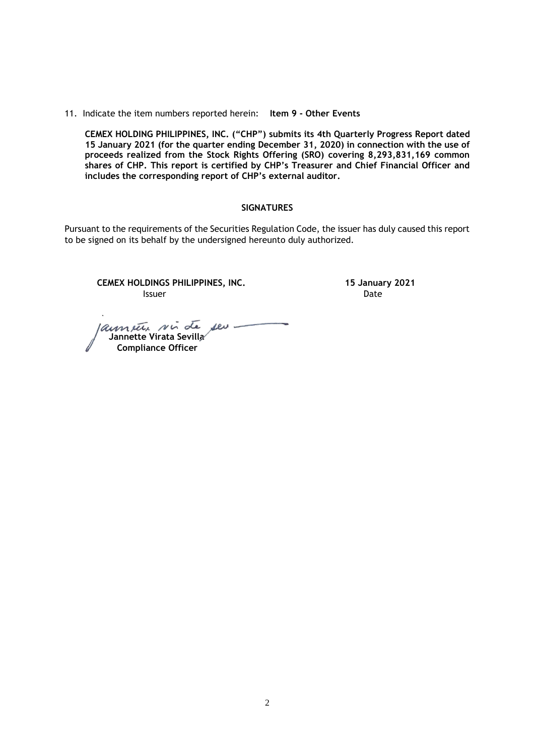11. Indicate the item numbers reported herein: **Item 9 - Other Events**

**CEMEX HOLDING PHILIPPINES, INC. ("CHP") submits its 4th Quarterly Progress Report dated 15 January 2021 (for the quarter ending December 31, 2020) in connection with the use of proceeds realized from the Stock Rights Offering (SRO) covering 8,293,831,169 common shares of CHP. This report is certified by CHP's Treasurer and Chief Financial Officer and includes the corresponding report of CHP's external auditor.**

## SIGNATURES

Pursuant to the requirements of the Securities Regulation Code, the issuer has duly caused this report to be signed on its behalf by the undersigned hereunto duly authorized.

**CEMEX HOLDINGS PHILIPPINES, INC.**
Issuer

**15 January 2021**
Date

**Jannette Virata Sevilla**
**Compliance Officer**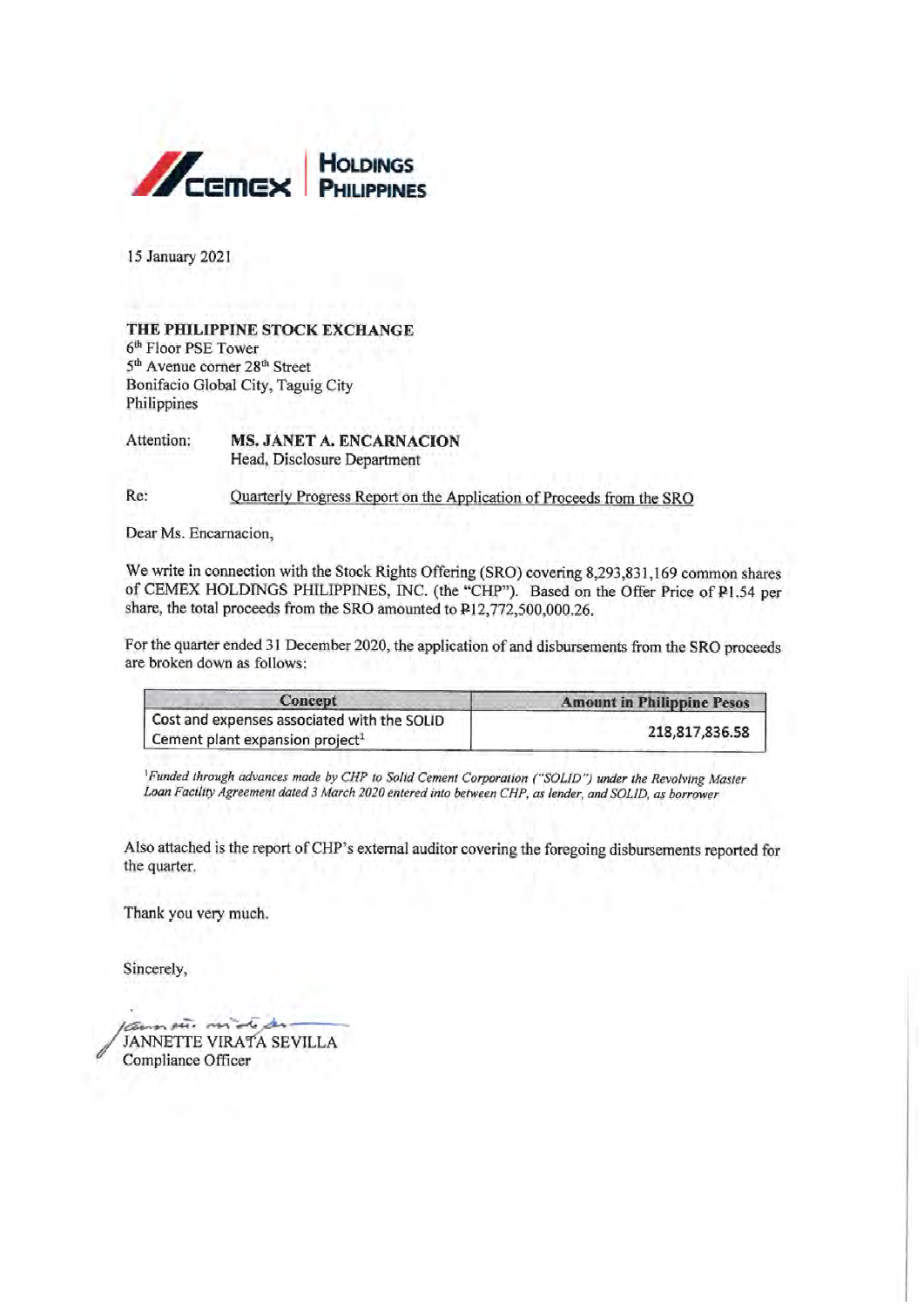15 January 2021

**THE PHILIPPINE STOCK EXCHANGE**
6th Floor PSE Tower
5th Avenue corner 28th Street
Bonifacio Global City, Taguig City
Philippines

Attention: **MS. JANET A. ENCARNACION**
Head, Disclosure Department

Re: Quarterly Progress Report on the Application of Proceeds from the SRO

Dear Ms. Encarnacion,

We write in connection with the Stock Rights Offering (SRO) covering 8,293,831,169 common shares of CEMEX HOLDINGS PHILIPPINES, INC. (the "CHP"). Based on the Offer Price of ₱1.54 per share, the total proceeds from the SRO amounted to ₱12,772,500,000.26.

For the quarter ended 31 December 2020, the application of and disbursements from the SRO proceeds are broken down as follows:

| Concept | Amount in Philippine Pesos |
|---|---|
| Cost and expenses associated with the SOLID Cement plant expansion project[1] | 218,817,836.58 |

[1]*Funded through advances made by CHP to Solid Cement Corporation ("SOLID") under the Revolving Master Loan Facility Agreement dated 3 March 2020 entered into between CHP, as lender, and SOLID, as borrower*

Also attached is the report of CHP's external auditor covering the foregoing disbursements reported for the quarter.

Thank you very much.

Sincerely,

JANNETTE VIRATA SEVILLA
Compliance Officer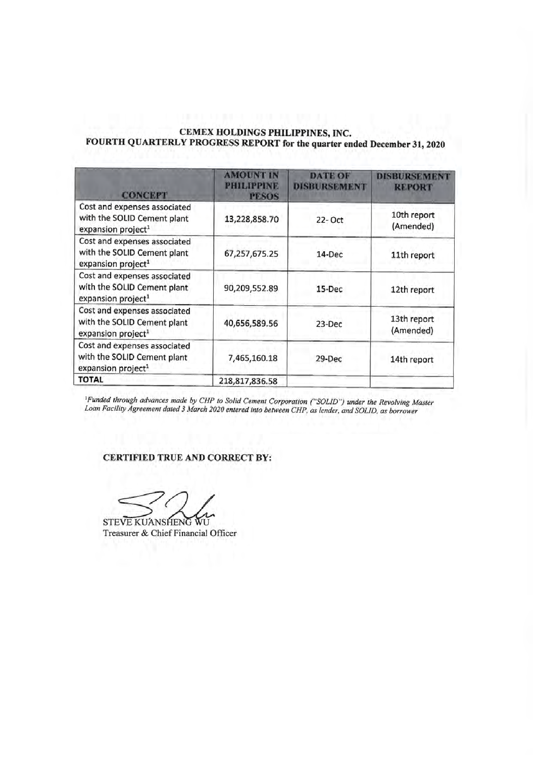**CEMEX HOLDINGS PHILIPPINES, INC.**
**FOURTH QUARTERLY PROGRESS REPORT for the quarter ended December 31, 2020**

| CONCEPT | AMOUNT IN PHILIPPINE PESOS | DATE OF DISBURSEMENT | DISBURSEMENT REPORT |
|---|---|---|---|
| Cost and expenses associated with the SOLID Cement plant expansion project[1] | 13,228,858.70 | 22- Oct | 10th report (Amended) |
| Cost and expenses associated with the SOLID Cement plant expansion project[1] | 67,257,675.25 | 14-Dec | 11th report |
| Cost and expenses associated with the SOLID Cement plant expansion project[1] | 90,209,552.89 | 15-Dec | 12th report |
| Cost and expenses associated with the SOLID Cement plant expansion project[1] | 40,656,589.56 | 23-Dec | 13th report (Amended) |
| Cost and expenses associated with the SOLID Cement plant expansion project[1] | 7,465,160.18 | 29-Dec | 14th report |
| **TOTAL** | 218,817,836.58 | | |

[1]*Funded through advances made by CHP to Solid Cement Corporation ("SOLID") under the Revolving Master Loan Facility Agreement dated 3 March 2020 entered into between CHP, as lender, and SOLID, as borrower*

**CERTIFIED TRUE AND CORRECT BY:**

STEVE KUANSHENG WU
Treasurer & Chief Financial Officer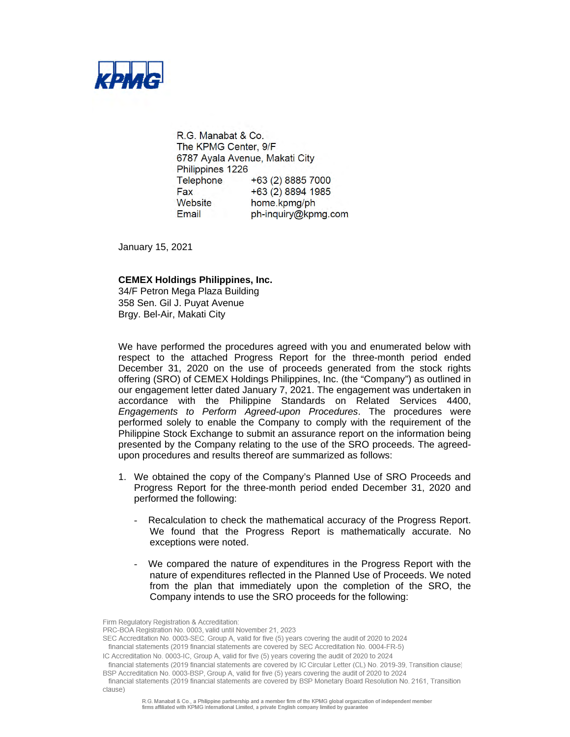R.G. Manabat & Co.
The KPMG Center, 9/F
6787 Ayala Avenue, Makati City
Philippines 1226

| | |
|---|---|
| Telephone | +63 (2) 8885 7000 |
| Fax | +63 (2) 8894 1985 |
| Website | home.kpmg/ph |
| Email | ph-inquiry@kpmg.com |

January 15, 2021

**CEMEX Holdings Philippines, Inc.**
34/F Petron Mega Plaza Building
358 Sen. Gil J. Puyat Avenue
Brgy. Bel-Air, Makati City

We have performed the procedures agreed with you and enumerated below with respect to the attached Progress Report for the three-month period ended December 31, 2020 on the use of proceeds generated from the stock rights offering (SRO) of CEMEX Holdings Philippines, Inc. (the "Company") as outlined in our engagement letter dated January 7, 2021. The engagement was undertaken in accordance with the Philippine Standards on Related Services 4400, *Engagements to Perform Agreed-upon Procedures*. The procedures were performed solely to enable the Company to comply with the requirement of the Philippine Stock Exchange to submit an assurance report on the information being presented by the Company relating to the use of the SRO proceeds. The agreed-upon procedures and results thereof are summarized as follows:

1. We obtained the copy of the Company's Planned Use of SRO Proceeds and Progress Report for the three-month period ended December 31, 2020 and performed the following:

    - Recalculation to check the mathematical accuracy of the Progress Report. We found that the Progress Report is mathematically accurate. No exceptions were noted.

    - We compared the nature of expenditures in the Progress Report with the nature of expenditures reflected in the Planned Use of Proceeds. We noted from the plan that immediately upon the completion of the SRO, the Company intends to use the SRO proceeds for the following:

Firm Regulatory Registration & Accreditation:
PRC-BOA Registration No. 0003, valid until November 21, 2023
SEC Accreditation No. 0003-SEC, Group A, valid for five (5) years covering the audit of 2020 to 2024 financial statements (2019 financial statements are covered by SEC Accreditation No. 0004-FR-5)
IC Accreditation No. 0003-IC, Group A, valid for five (5) years covering the audit of 2020 to 2024 financial statements (2019 financial statements are covered by IC Circular Letter (CL) No. 2019-39, Transition clause)
BSP Accreditation No. 0003-BSP, Group A, valid for five (5) years covering the audit of 2020 to 2024 financial statements (2019 financial statements are covered by BSP Monetary Board Resolution No. 2161, Transition clause)

R.G. Manabat & Co., a Philippine partnership and a member firm of the KPMG global organization of independent member firms affiliated with KPMG International Limited, a private English company limited by guarantee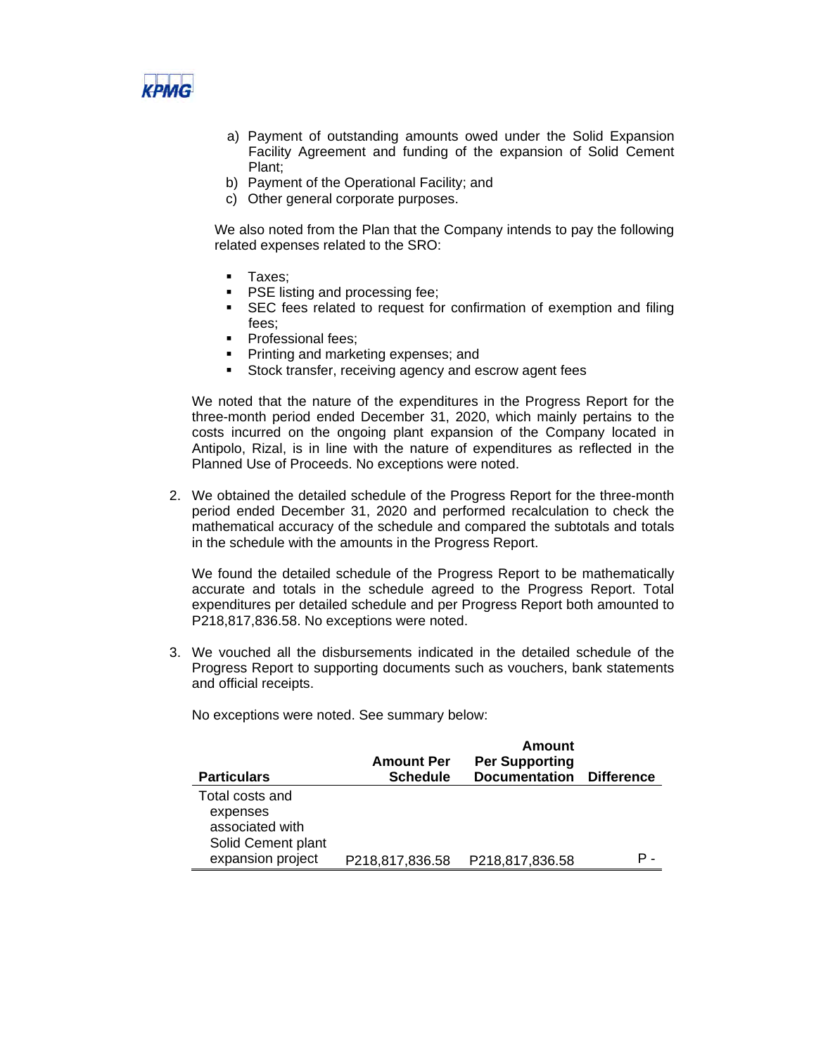a) Payment of outstanding amounts owed under the Solid Expansion Facility Agreement and funding of the expansion of Solid Cement Plant;
b) Payment of the Operational Facility; and
c) Other general corporate purposes.

We also noted from the Plan that the Company intends to pay the following related expenses related to the SRO:

- Taxes;
- PSE listing and processing fee;
- SEC fees related to request for confirmation of exemption and filing fees;
- Professional fees;
- Printing and marketing expenses; and
- Stock transfer, receiving agency and escrow agent fees

We noted that the nature of the expenditures in the Progress Report for the three-month period ended December 31, 2020, which mainly pertains to the costs incurred on the ongoing plant expansion of the Company located in Antipolo, Rizal, is in line with the nature of expenditures as reflected in the Planned Use of Proceeds. No exceptions were noted.

2. We obtained the detailed schedule of the Progress Report for the three-month period ended December 31, 2020 and performed recalculation to check the mathematical accuracy of the schedule and compared the subtotals and totals in the schedule with the amounts in the Progress Report.

   We found the detailed schedule of the Progress Report to be mathematically accurate and totals in the schedule agreed to the Progress Report. Total expenditures per detailed schedule and per Progress Report both amounted to P218,817,836.58. No exceptions were noted.

3. We vouched all the disbursements indicated in the detailed schedule of the Progress Report to supporting documents such as vouchers, bank statements and official receipts.

   No exceptions were noted. See summary below:

| Particulars | Amount Per Schedule | Amount Per Supporting Documentation | Difference |
|---|---|---|---|
| Total costs and expenses associated with Solid Cement plant expansion project | P218,817,836.58 | P218,817,836.58 | P - |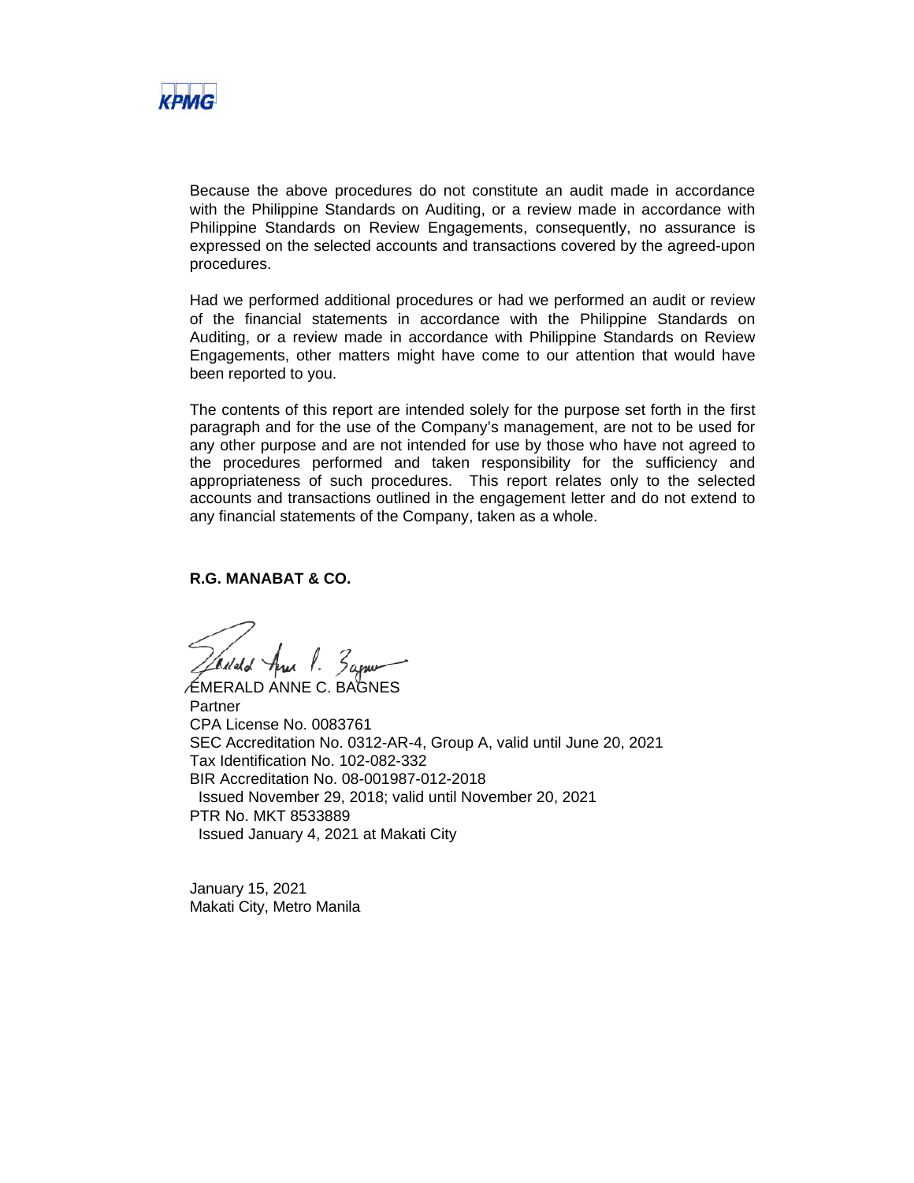Because the above procedures do not constitute an audit made in accordance with the Philippine Standards on Auditing, or a review made in accordance with Philippine Standards on Review Engagements, consequently, no assurance is expressed on the selected accounts and transactions covered by the agreed-upon procedures.

Had we performed additional procedures or had we performed an audit or review of the financial statements in accordance with the Philippine Standards on Auditing, or a review made in accordance with Philippine Standards on Review Engagements, other matters might have come to our attention that would have been reported to you.

The contents of this report are intended solely for the purpose set forth in the first paragraph and for the use of the Company's management, are not to be used for any other purpose and are not intended for use by those who have not agreed to the procedures performed and taken responsibility for the sufficiency and appropriateness of such procedures. This report relates only to the selected accounts and transactions outlined in the engagement letter and do not extend to any financial statements of the Company, taken as a whole.

**R.G. MANABAT & CO.**

EMERALD ANNE C. BAGNES
Partner
CPA License No. 0083761
SEC Accreditation No. 0312-AR-4, Group A, valid until June 20, 2021
Tax Identification No. 102-082-332
BIR Accreditation No. 08-001987-012-2018
 Issued November 29, 2018; valid until November 20, 2021
PTR No. MKT 8533889
 Issued January 4, 2021 at Makati City

January 15, 2021
Makati City, Metro Manila